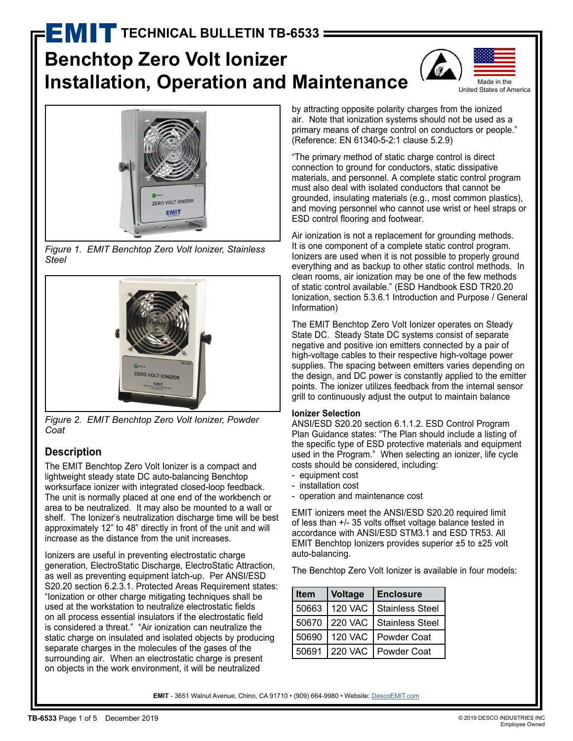# EMIT TECHNICAL BULLETIN TB-6533

# Benchtop Zero Volt Ionizer Installation, Operation and Maintenance

Made in the United States of America

*Figure 1. EMIT Benchtop Zero Volt Ionizer, Stainless Steel*

*Figure 2. EMIT Benchtop Zero Volt Ionizer, Powder Coat*

## Description

The EMIT Benchtop Zero Volt Ionizer is a compact and lightweight steady state DC auto-balancing Benchtop worksurface ionizer with integrated closed-loop feedback. The unit is normally placed at one end of the workbench or area to be neutralized. It may also be mounted to a wall or shelf. The Ionizer's neutralization discharge time will be best approximately 12" to 48" directly in front of the unit and will increase as the distance from the unit increases.

Ionizers are useful in preventing electrostatic charge generation, ElectroStatic Discharge, ElectroStatic Attraction, as well as preventing equipment latch-up. Per ANSI/ESD S20.20 section 6.2.3.1. Protected Areas Requirement states: "Ionization or other charge mitigating techniques shall be used at the workstation to neutralize electrostatic fields on all process essential insulators if the electrostatic field is considered a threat." "Air ionization can neutralize the static charge on insulated and isolated objects by producing separate charges in the molecules of the gases of the surrounding air. When an electrostatic charge is present on objects in the work environment, it will be neutralized by attracting opposite polarity charges from the ionized air. Note that ionization systems should not be used as a primary means of charge control on conductors or people." (Reference: EN 61340-5-2:1 clause 5.2.9)

"The primary method of static charge control is direct connection to ground for conductors, static dissipative materials, and personnel. A complete static control program must also deal with isolated conductors that cannot be grounded, insulating materials (e.g., most common plastics), and moving personnel who cannot use wrist or heel straps or ESD control flooring and footwear.

Air ionization is not a replacement for grounding methods. It is one component of a complete static control program. Ionizers are used when it is not possible to properly ground everything and as backup to other static control methods. In clean rooms, air ionization may be one of the few methods of static control available." (ESD Handbook ESD TR20.20 Ionization, section 5.3.6.1 Introduction and Purpose / General Information)

The EMIT Benchtop Zero Volt Ionizer operates on Steady State DC. Steady State DC systems consist of separate negative and positive ion emitters connected by a pair of high-voltage cables to their respective high-voltage power supplies. The spacing between emitters varies depending on the design, and DC power is constantly applied to the emitter points. The ionizer utilizes feedback from the internal sensor grill to continuously adjust the output to maintain balance

### Ionizer Selection

ANSI/ESD S20.20 section 6.1.1.2. ESD Control Program Plan Guidance states: "The Plan should include a listing of the specific type of ESD protective materials and equipment used in the Program." When selecting an ionizer, life cycle costs should be considered, including:

- equipment cost
- installation cost
- operation and maintenance cost

EMIT ionizers meet the ANSI/ESD S20.20 required limit of less than +/- 35 volts offset voltage balance tested in accordance with ANSI/ESD STM3.1 and ESD TR53. All EMIT Benchtop Ionizers provides superior ±5 to ±25 volt auto-balancing.

The Benchtop Zero Volt Ionizer is available in four models:

| Item | Voltage | Enclosure |
|---|---|---|
| 50663 | 120 VAC | Stainless Steel |
| 50670 | 220 VAC | Stainless Steel |
| 50690 | 120 VAC | Powder Coat |
| 50691 | 220 VAC | Powder Coat |

**EMIT** - 3651 Walnut Avenue, Chino, CA 91710 • (909) 664-9980 • Website: DescoEMIT.com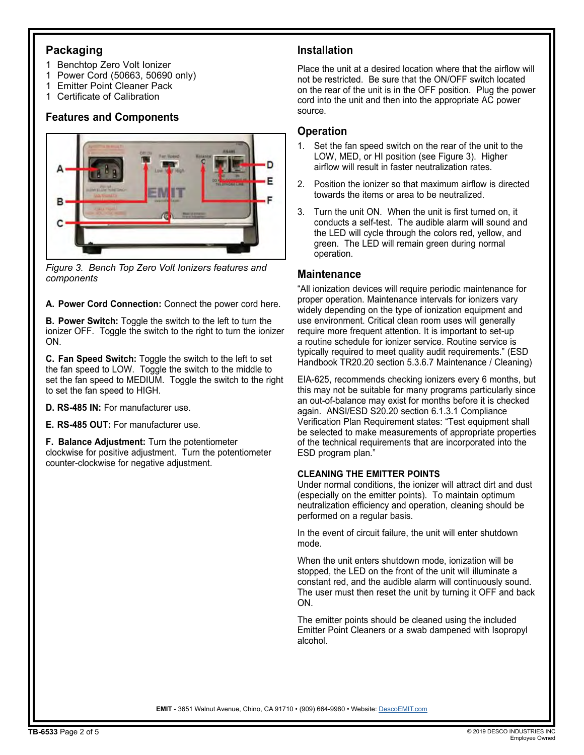## Packaging

1 Benchtop Zero Volt Ionizer
1 Power Cord (50663, 50690 only)
1 Emitter Point Cleaner Pack
1 Certificate of Calibration

## Features and Components

*Figure 3. Bench Top Zero Volt Ionizers features and components*

**A. Power Cord Connection:** Connect the power cord here.

**B. Power Switch:** Toggle the switch to the left to turn the ionizer OFF. Toggle the switch to the right to turn the ionizer ON.

**C. Fan Speed Switch:** Toggle the switch to the left to set the fan speed to LOW. Toggle the switch to the middle to set the fan speed to MEDIUM. Toggle the switch to the right to set the fan speed to HIGH.

**D. RS-485 IN:** For manufacturer use.

**E. RS-485 OUT:** For manufacturer use.

**F. Balance Adjustment:** Turn the potentiometer clockwise for positive adjustment. Turn the potentiometer counter-clockwise for negative adjustment.

## Installation

Place the unit at a desired location where that the airflow will not be restricted. Be sure that the ON/OFF switch located on the rear of the unit is in the OFF position. Plug the power cord into the unit and then into the appropriate AC power source.

## Operation

1. Set the fan speed switch on the rear of the unit to the LOW, MED, or HI position (see Figure 3). Higher airflow will result in faster neutralization rates.
2. Position the ionizer so that maximum airflow is directed towards the items or area to be neutralized.
3. Turn the unit ON. When the unit is first turned on, it conducts a self-test. The audible alarm will sound and the LED will cycle through the colors red, yellow, and green. The LED will remain green during normal operation.

## Maintenance

"All ionization devices will require periodic maintenance for proper operation. Maintenance intervals for ionizers vary widely depending on the type of ionization equipment and use environment. Critical clean room uses will generally require more frequent attention. It is important to set-up a routine schedule for ionizer service. Routine service is typically required to meet quality audit requirements." (ESD Handbook TR20.20 section 5.3.6.7 Maintenance / Cleaning)

EIA-625, recommends checking ionizers every 6 months, but this may not be suitable for many programs particularly since an out-of-balance may exist for months before it is checked again. ANSI/ESD S20.20 section 6.1.3.1 Compliance Verification Plan Requirement states: "Test equipment shall be selected to make measurements of appropriate properties of the technical requirements that are incorporated into the ESD program plan."

### CLEANING THE EMITTER POINTS

Under normal conditions, the ionizer will attract dirt and dust (especially on the emitter points). To maintain optimum neutralization efficiency and operation, cleaning should be performed on a regular basis.

In the event of circuit failure, the unit will enter shutdown mode.

When the unit enters shutdown mode, ionization will be stopped, the LED on the front of the unit will illuminate a constant red, and the audible alarm will continuously sound. The user must then reset the unit by turning it OFF and back ON.

The emitter points should be cleaned using the included Emitter Point Cleaners or a swab dampened with Isopropyl alcohol.

**EMIT** - 3651 Walnut Avenue, Chino, CA 91710 • (909) 664-9980 • Website: DescoEMIT.com

© 2019 DESCO INDUSTRIES INC
Employee Owned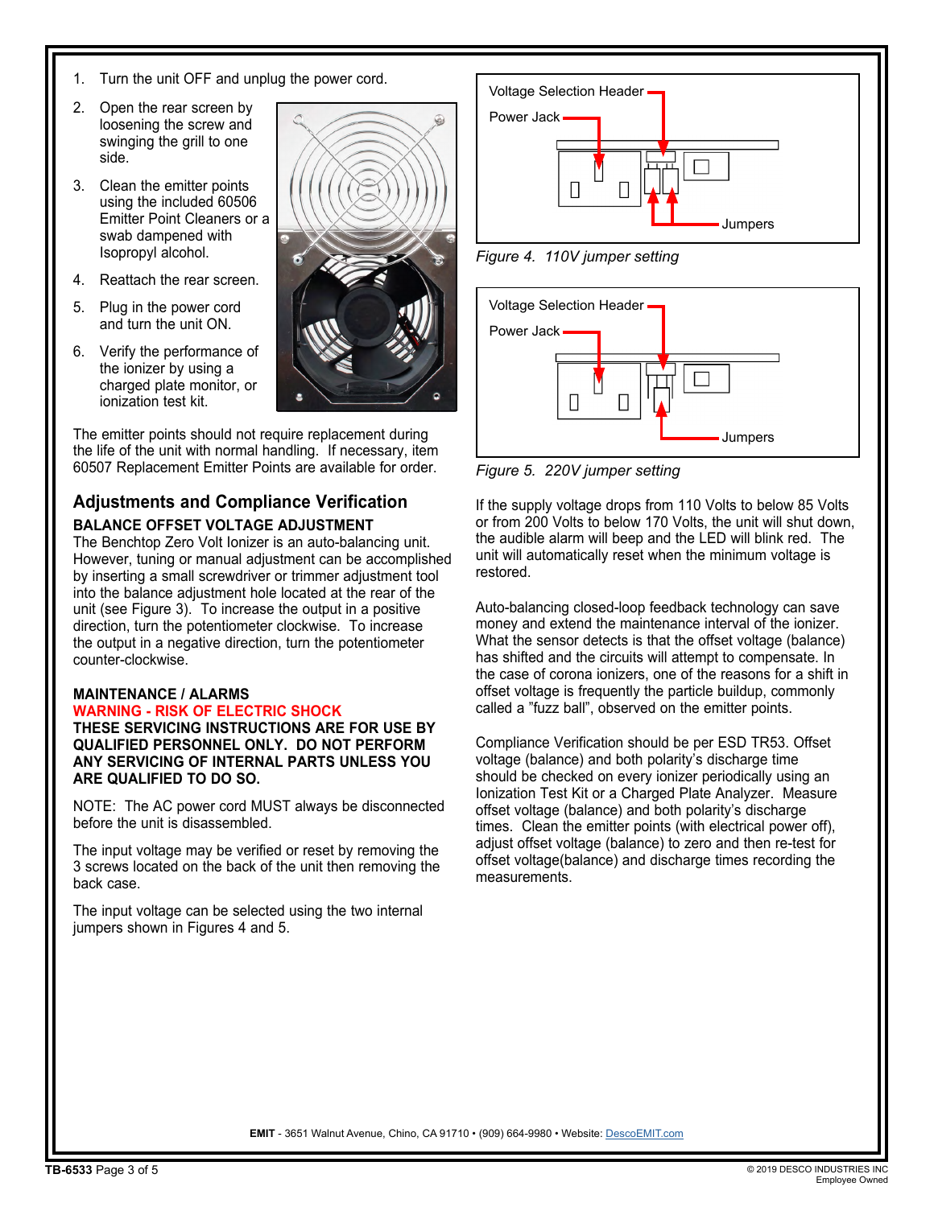1. Turn the unit OFF and unplug the power cord.
2. Open the rear screen by loosening the screw and swinging the grill to one side.
3. Clean the emitter points using the included 60506 Emitter Point Cleaners or a swab dampened with Isopropyl alcohol.
4. Reattach the rear screen.
5. Plug in the power cord and turn the unit ON.
6. Verify the performance of the ionizer by using a charged plate monitor, or ionization test kit.

The emitter points should not require replacement during the life of the unit with normal handling. If necessary, item 60507 Replacement Emitter Points are available for order.

## Adjustments and Compliance Verification

**BALANCE OFFSET VOLTAGE ADJUSTMENT**

The Benchtop Zero Volt Ionizer is an auto-balancing unit. However, tuning or manual adjustment can be accomplished by inserting a small screwdriver or trimmer adjustment tool into the balance adjustment hole located at the rear of the unit (see Figure 3). To increase the output in a positive direction, turn the potentiometer clockwise. To increase the output in a negative direction, turn the potentiometer counter-clockwise.

**MAINTENANCE / ALARMS**

**WARNING - RISK OF ELECTRIC SHOCK**

**THESE SERVICING INSTRUCTIONS ARE FOR USE BY QUALIFIED PERSONNEL ONLY. DO NOT PERFORM ANY SERVICING OF INTERNAL PARTS UNLESS YOU ARE QUALIFIED TO DO SO.**

NOTE: The AC power cord MUST always be disconnected before the unit is disassembled.

The input voltage may be verified or reset by removing the 3 screws located on the back of the unit then removing the back case.

The input voltage can be selected using the two internal jumpers shown in Figures 4 and 5.

Voltage Selection Header
Power Jack
Jumpers

*Figure 4. 110V jumper setting*

Voltage Selection Header
Power Jack
Jumpers

*Figure 5. 220V jumper setting*

If the supply voltage drops from 110 Volts to below 85 Volts or from 200 Volts to below 170 Volts, the unit will shut down, the audible alarm will beep and the LED will blink red. The unit will automatically reset when the minimum voltage is restored.

Auto-balancing closed-loop feedback technology can save money and extend the maintenance interval of the ionizer. What the sensor detects is that the offset voltage (balance) has shifted and the circuits will attempt to compensate. In the case of corona ionizers, one of the reasons for a shift in offset voltage is frequently the particle buildup, commonly called a "fuzz ball", observed on the emitter points.

Compliance Verification should be per ESD TR53. Offset voltage (balance) and both polarity's discharge time should be checked on every ionizer periodically using an Ionization Test Kit or a Charged Plate Analyzer. Measure offset voltage (balance) and both polarity's discharge times. Clean the emitter points (with electrical power off), adjust offset voltage (balance) to zero and then re-test for offset voltage(balance) and discharge times recording the measurements.

**EMIT** - 3651 Walnut Avenue, Chino, CA 91710 • (909) 664-9980 • Website: DescoEMIT.com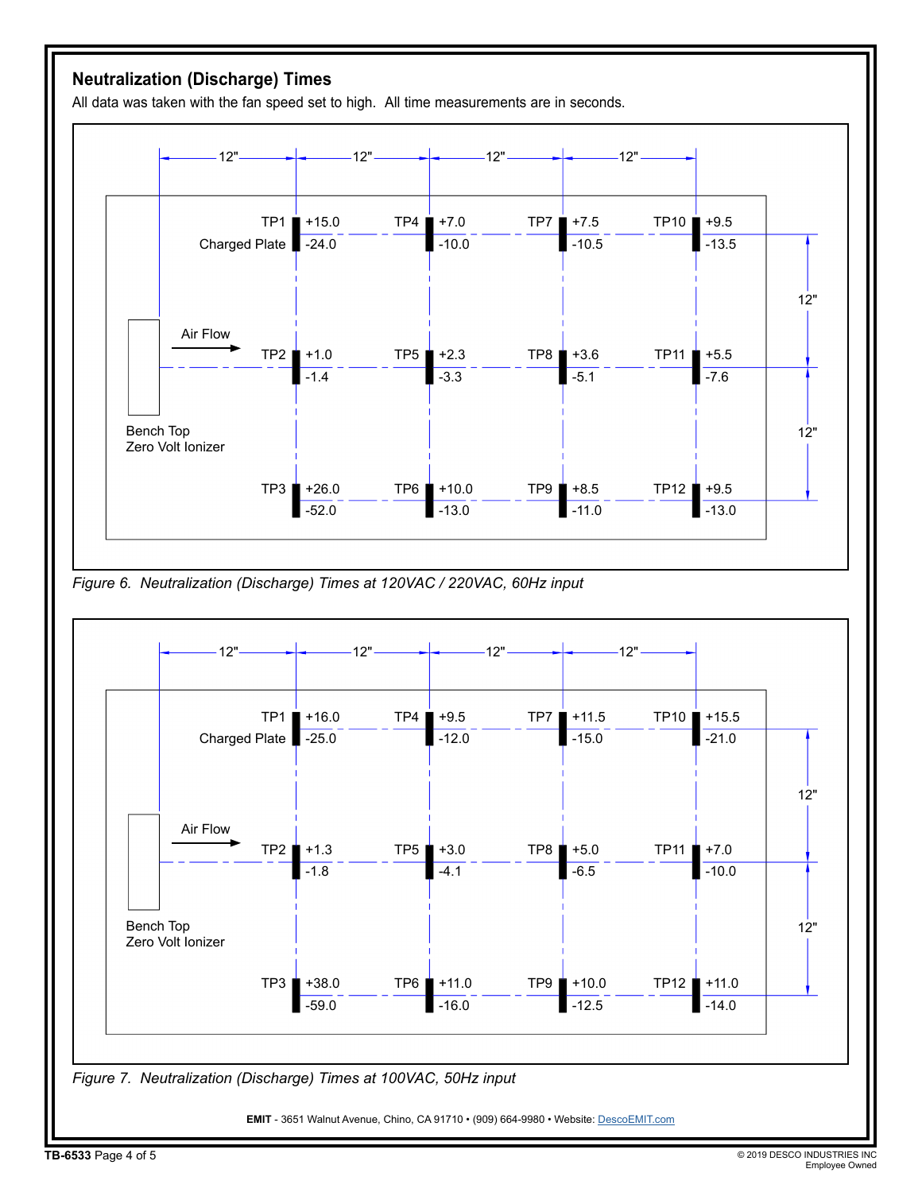## Neutralization (Discharge) Times

All data was taken with the fan speed set to high. All time measurements are in seconds.

| Test Point | Location | + (s) | - (s) |
|---|---|---|---|
| TP1 | Charged Plate | +15.0 | -24.0 |
| TP2 | | +1.0 | -1.4 |
| TP3 | | +26.0 | -52.0 |
| TP4 | | +7.0 | -10.0 |
| TP5 | | +2.3 | -3.3 |
| TP6 | | +10.0 | -13.0 |
| TP7 | | +7.5 | -10.5 |
| TP8 | | +3.6 | -5.1 |
| TP9 | | +8.5 | -11.0 |
| TP10 | | +9.5 | -13.5 |
| TP11 | | +5.5 | -7.6 |
| TP12 | | +9.5 | -13.0 |

Bench Top Zero Volt Ionizer; Air Flow →; test points spaced 12" apart.

*Figure 6. Neutralization (Discharge) Times at 120VAC / 220VAC, 60Hz input*

| Test Point | Location | + (s) | - (s) |
|---|---|---|---|
| TP1 | Charged Plate | +16.0 | -25.0 |
| TP2 | | +1.3 | -1.8 |
| TP3 | | +38.0 | -59.0 |
| TP4 | | +9.5 | -12.0 |
| TP5 | | +3.0 | -4.1 |
| TP6 | | +11.0 | -16.0 |
| TP7 | | +11.5 | -15.0 |
| TP8 | | +5.0 | -6.5 |
| TP9 | | +10.0 | -12.5 |
| TP10 | | +15.5 | -21.0 |
| TP11 | | +7.0 | -10.0 |
| TP12 | | +11.0 | -14.0 |

Bench Top Zero Volt Ionizer; Air Flow →; test points spaced 12" apart.

*Figure 7. Neutralization (Discharge) Times at 100VAC, 50Hz input*

**EMIT** - 3651 Walnut Avenue, Chino, CA 91710 • (909) 664-9980 • Website: DescoEMIT.com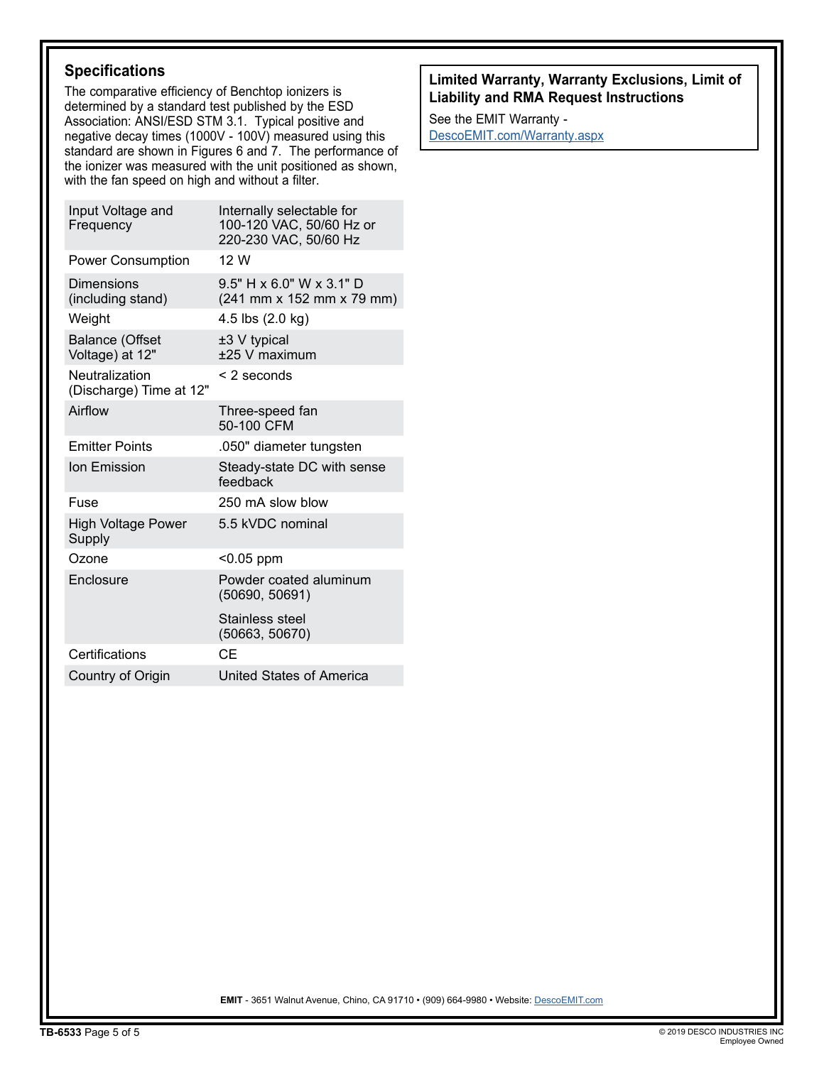## Specifications

The comparative efficiency of Benchtop ionizers is determined by a standard test published by the ESD Association: ANSI/ESD STM 3.1. Typical positive and negative decay times (1000V - 100V) measured using this standard are shown in Figures 6 and 7. The performance of the ionizer was measured with the unit positioned as shown, with the fan speed on high and without a filter.

| | |
|---|---|
| Input Voltage and Frequency | Internally selectable for 100-120 VAC, 50/60 Hz or 220-230 VAC, 50/60 Hz |
| Power Consumption | 12 W |
| Dimensions (including stand) | 9.5" H x 6.0" W x 3.1" D (241 mm x 152 mm x 79 mm) |
| Weight | 4.5 lbs (2.0 kg) |
| Balance (Offset Voltage) at 12" | ±3 V typical<br>±25 V maximum |
| Neutralization (Discharge) Time at 12" | < 2 seconds |
| Airflow | Three-speed fan<br>50-100 CFM |
| Emitter Points | .050" diameter tungsten |
| Ion Emission | Steady-state DC with sense feedback |
| Fuse | 250 mA slow blow |
| High Voltage Power Supply | 5.5 kVDC nominal |
| Ozone | <0.05 ppm |
| Enclosure | Powder coated aluminum (50690, 50691)<br>Stainless steel (50663, 50670) |
| Certifications | CE |
| Country of Origin | United States of America |

### Limited Warranty, Warranty Exclusions, Limit of Liability and RMA Request Instructions

See the EMIT Warranty - DescoEMIT.com/Warranty.aspx

**EMIT** - 3651 Walnut Avenue, Chino, CA 91710 • (909) 664-9980 • Website: DescoEMIT.com

**TB-6533**

© 2019 DESCO INDUSTRIES INC
Employee Owned